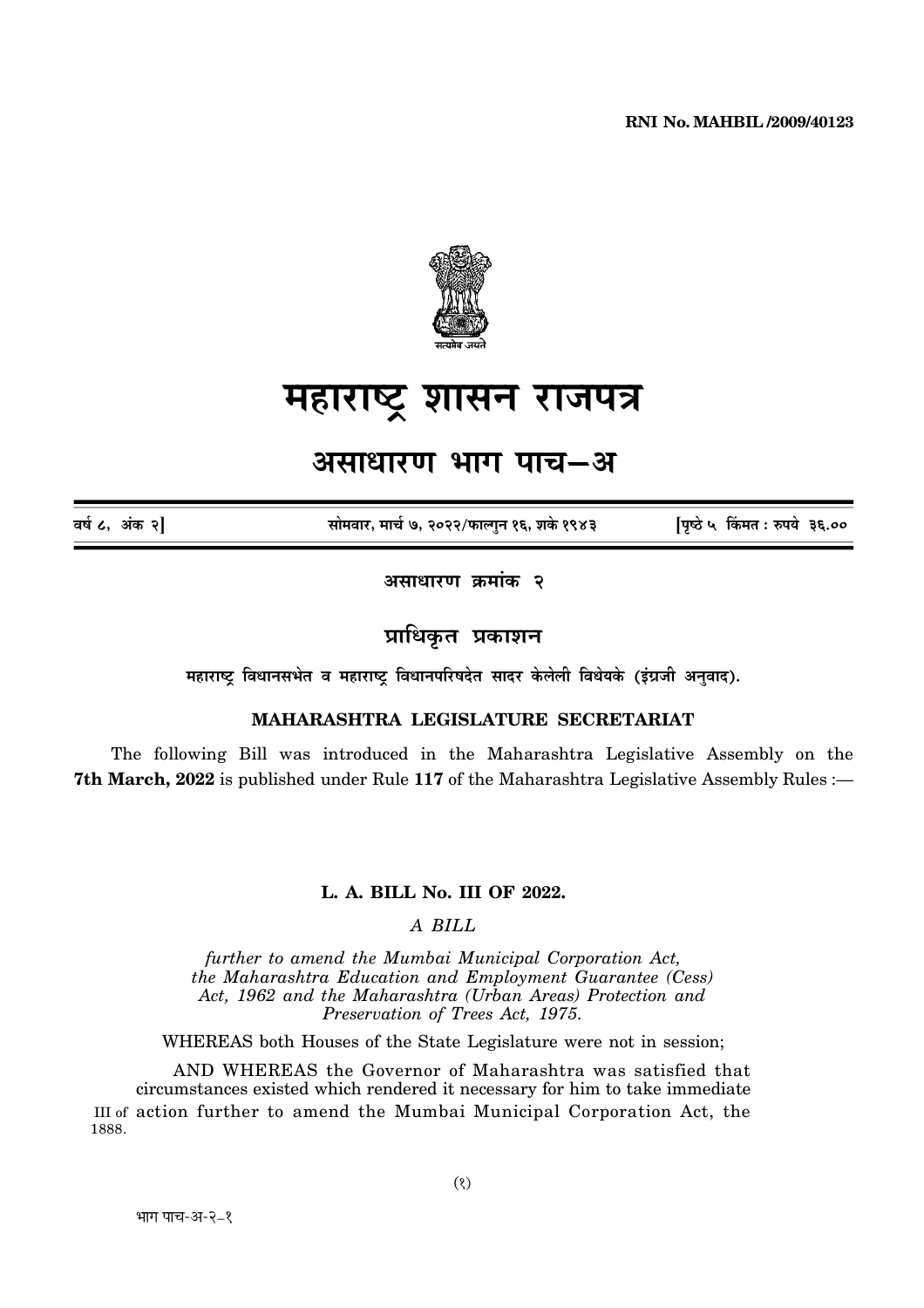RNI No. MAHBIL /2009/40123

# महाराष्ट्र शासन राजपत्र

## असाधारण भाग पाच—अ

वर्ष ८, अंक २] सोमवार, मार्च ७, २०२२/फाल्गुन १६, शके १९४३ [पृष्ठे ५ किंमत : रुपये ३६.००

**असाधारण क्रमांक २**

## प्राधिकृत प्रकाशन

**महाराष्ट्र विधानसभेत व महाराष्ट्र विधानपरिषदेत सादर केलेली विधेयके (इंग्रजी अनुवाद).**

### MAHARASHTRA LEGISLATURE SECRETARIAT

The following Bill was introduced in the Maharashtra Legislative Assembly on the **7th March, 2022** is published under Rule **117** of the Maharashtra Legislative Assembly Rules :—

### L. A. BILL No. III OF 2022.

*A BILL*

*further to amend the Mumbai Municipal Corporation Act, the Maharashtra Education and Employment Guarantee (Cess) Act, 1962 and the Maharashtra (Urban Areas) Protection and Preservation of Trees Act, 1975.*

WHEREAS both Houses of the State Legislature were not in session;

AND WHEREAS the Governor of Maharashtra was satisfied that circumstances existed which rendered it necessary for him to take immediate action further to amend the Mumbai Municipal Corporation Act, the

III of 1888.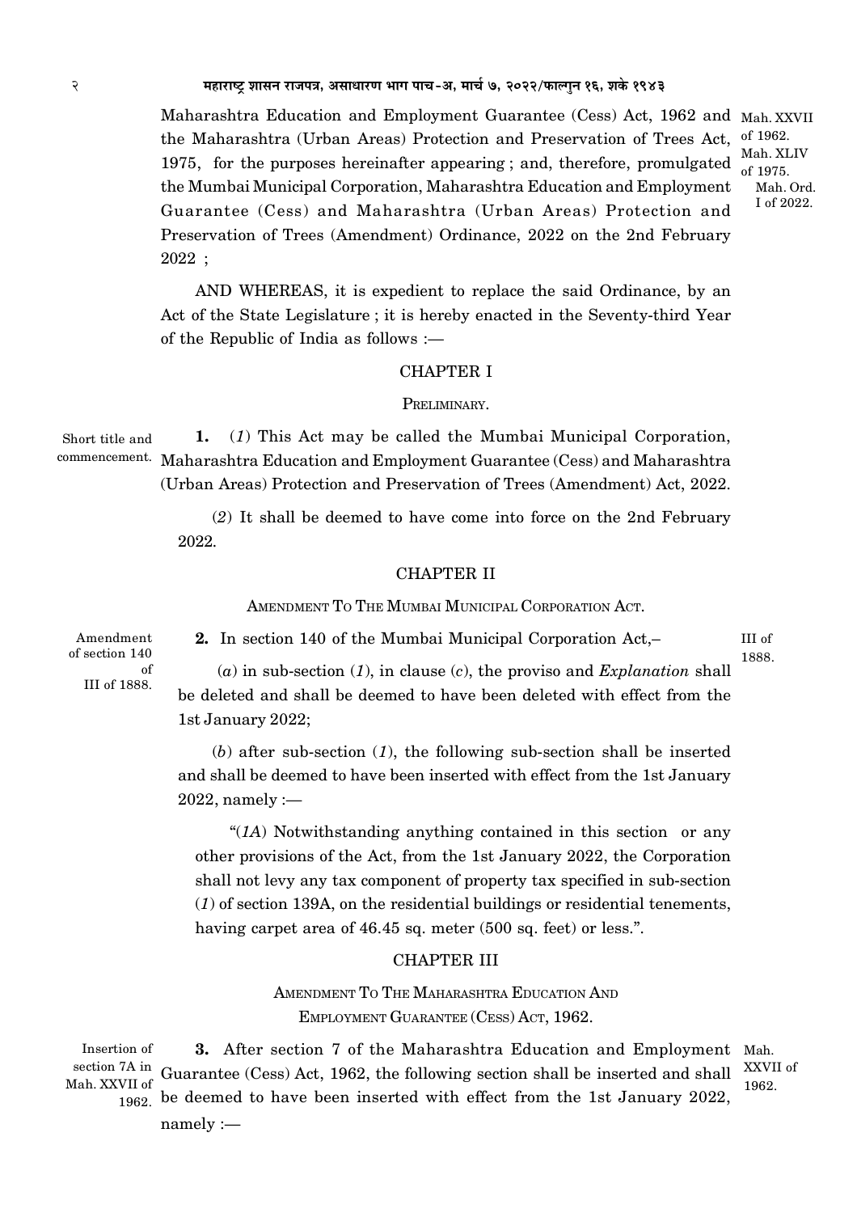Maharashtra Education and Employment Guarantee (Cess) Act, 1962 and the Maharashtra (Urban Areas) Protection and Preservation of Trees Act, 1975, for the purposes hereinafter appearing ; and, therefore, promulgated the Mumbai Municipal Corporation, Maharashtra Education and Employment Guarantee (Cess) and Maharashtra (Urban Areas) Protection and Preservation of Trees (Amendment) Ordinance, 2022 on the 2nd February 2022 ;

Mah. XXVII of 1962. Mah. XLIV of 1975. Mah. Ord. I of 2022.

AND WHEREAS, it is expedient to replace the said Ordinance, by an Act of the State Legislature ; it is hereby enacted in the Seventy-third Year of the Republic of India as follows :—

## CHAPTER I

### PRELIMINARY.

Short title and commencement.

**1.** (*1*) This Act may be called the Mumbai Municipal Corporation, Maharashtra Education and Employment Guarantee (Cess) and Maharashtra (Urban Areas) Protection and Preservation of Trees (Amendment) Act, 2022.

(*2*) It shall be deemed to have come into force on the 2nd February 2022.

## CHAPTER II

### AMENDMENT TO THE MUMBAI MUNICIPAL CORPORATION ACT.

Amendment of section 140 of III of 1888.

**2.** In section 140 of the Mumbai Municipal Corporation Act,– III of 1888.

(*a*) in sub-section (*1*), in clause (*c*), the proviso and *Explanation* shall be deleted and shall be deemed to have been deleted with effect from the 1st January 2022;

(*b*) after sub-section (*1*), the following sub-section shall be inserted and shall be deemed to have been inserted with effect from the 1st January 2022, namely :—

"(*1A*) Notwithstanding anything contained in this section or any other provisions of the Act, from the 1st January 2022, the Corporation shall not levy any tax component of property tax specified in sub-section (*1*) of section 139A, on the residential buildings or residential tenements, having carpet area of 46.45 sq. meter (500 sq. feet) or less.".

## CHAPTER III

### AMENDMENT TO THE MAHARASHTRA EDUCATION AND EMPLOYMENT GUARANTEE (CESS) ACT, 1962.

Insertion of section 7A in Mah. XXVII of 1962.

**3.** After section 7 of the Maharashtra Education and Employment Guarantee (Cess) Act, 1962, the following section shall be inserted and shall be deemed to have been inserted with effect from the 1st January 2022, namely :— Mah. XXVII of 1962.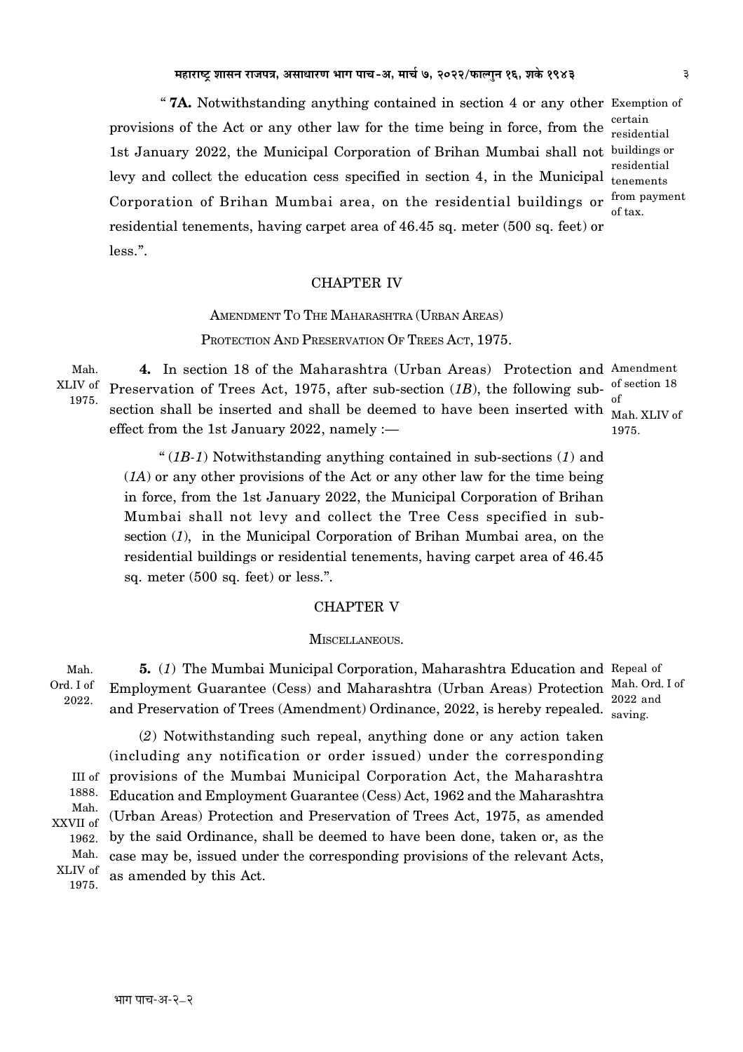" **7A.** Notwithstanding anything contained in section 4 or any other provisions of the Act or any other law for the time being in force, from the 1st January 2022, the Municipal Corporation of Brihan Mumbai shall not levy and collect the education cess specified in section 4, in the Municipal Corporation of Brihan Mumbai area, on the residential buildings or residential tenements, having carpet area of 46.45 sq. meter (500 sq. feet) or less.".

Exemption of certain residential buildings or residential tenements from payment of tax.

## CHAPTER IV

### AMENDMENT TO THE MAHARASHTRA (URBAN AREAS) PROTECTION AND PRESERVATION OF TREES ACT, 1975.

Mah. XLIV of 1975.

**4.** In section 18 of the Maharashtra (Urban Areas) Protection and Preservation of Trees Act, 1975, after sub-section (*1B*), the following sub-section shall be inserted and shall be deemed to have been inserted with effect from the 1st January 2022, namely :—

Amendment of section 18 of Mah. XLIV of 1975.

" (*1B-1*) Notwithstanding anything contained in sub-sections (*1*) and (*1A*) or any other provisions of the Act or any other law for the time being in force, from the 1st January 2022, the Municipal Corporation of Brihan Mumbai shall not levy and collect the Tree Cess specified in sub-section (*1*), in the Municipal Corporation of Brihan Mumbai area, on the residential buildings or residential tenements, having carpet area of 46.45 sq. meter (500 sq. feet) or less.".

## CHAPTER V

### MISCELLANEOUS.

Mah. Ord. I of 2022.

**5.** (*1*) The Mumbai Municipal Corporation, Maharashtra Education and Employment Guarantee (Cess) and Maharashtra (Urban Areas) Protection and Preservation of Trees (Amendment) Ordinance, 2022, is hereby repealed.

Repeal of Mah. Ord. I of 2022 and saving.

(*2*) Notwithstanding such repeal, anything done or any action taken (including any notification or order issued) under the corresponding provisions of the Mumbai Municipal Corporation Act, the Maharashtra Education and Employment Guarantee (Cess) Act, 1962 and the Maharashtra (Urban Areas) Protection and Preservation of Trees Act, 1975, as amended by the said Ordinance, shall be deemed to have been done, taken or, as the case may be, issued under the corresponding provisions of the relevant Acts, as amended by this Act.

III of 1888. Mah. XXVII of 1962. Mah. XLIV of 1975.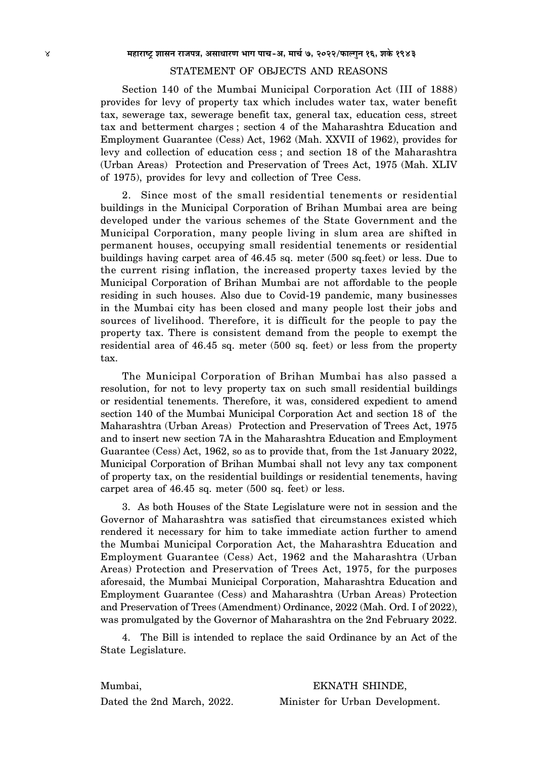## STATEMENT OF OBJECTS AND REASONS

Section 140 of the Mumbai Municipal Corporation Act (III of 1888) provides for levy of property tax which includes water tax, water benefit tax, sewerage tax, sewerage benefit tax, general tax, education cess, street tax and betterment charges ; section 4 of the Maharashtra Education and Employment Guarantee (Cess) Act, 1962 (Mah. XXVII of 1962), provides for levy and collection of education cess ; and section 18 of the Maharashtra (Urban Areas) Protection and Preservation of Trees Act, 1975 (Mah. XLIV of 1975), provides for levy and collection of Tree Cess.

2. Since most of the small residential tenements or residential buildings in the Municipal Corporation of Brihan Mumbai area are being developed under the various schemes of the State Government and the Municipal Corporation, many people living in slum area are shifted in permanent houses, occupying small residential tenements or residential buildings having carpet area of 46.45 sq. meter (500 sq.feet) or less. Due to the current rising inflation, the increased property taxes levied by the Municipal Corporation of Brihan Mumbai are not affordable to the people residing in such houses. Also due to Covid-19 pandemic, many businesses in the Mumbai city has been closed and many people lost their jobs and sources of livelihood. Therefore, it is difficult for the people to pay the property tax. There is consistent demand from the people to exempt the residential area of 46.45 sq. meter (500 sq. feet) or less from the property tax.

The Municipal Corporation of Brihan Mumbai has also passed a resolution, for not to levy property tax on such small residential buildings or residential tenements. Therefore, it was, considered expedient to amend section 140 of the Mumbai Municipal Corporation Act and section 18 of the Maharashtra (Urban Areas) Protection and Preservation of Trees Act, 1975 and to insert new section 7A in the Maharashtra Education and Employment Guarantee (Cess) Act, 1962, so as to provide that, from the 1st January 2022, Municipal Corporation of Brihan Mumbai shall not levy any tax component of property tax, on the residential buildings or residential tenements, having carpet area of 46.45 sq. meter (500 sq. feet) or less.

3. As both Houses of the State Legislature were not in session and the Governor of Maharashtra was satisfied that circumstances existed which rendered it necessary for him to take immediate action further to amend the Mumbai Municipal Corporation Act, the Maharashtra Education and Employment Guarantee (Cess) Act, 1962 and the Maharashtra (Urban Areas) Protection and Preservation of Trees Act, 1975, for the purposes aforesaid, the Mumbai Municipal Corporation, Maharashtra Education and Employment Guarantee (Cess) and Maharashtra (Urban Areas) Protection and Preservation of Trees (Amendment) Ordinance, 2022 (Mah. Ord. I of 2022), was promulgated by the Governor of Maharashtra on the 2nd February 2022.

4. The Bill is intended to replace the said Ordinance by an Act of the State Legislature.

Mumbai,
Dated the 2nd March, 2022.

EKNATH SHINDE,
Minister for Urban Development.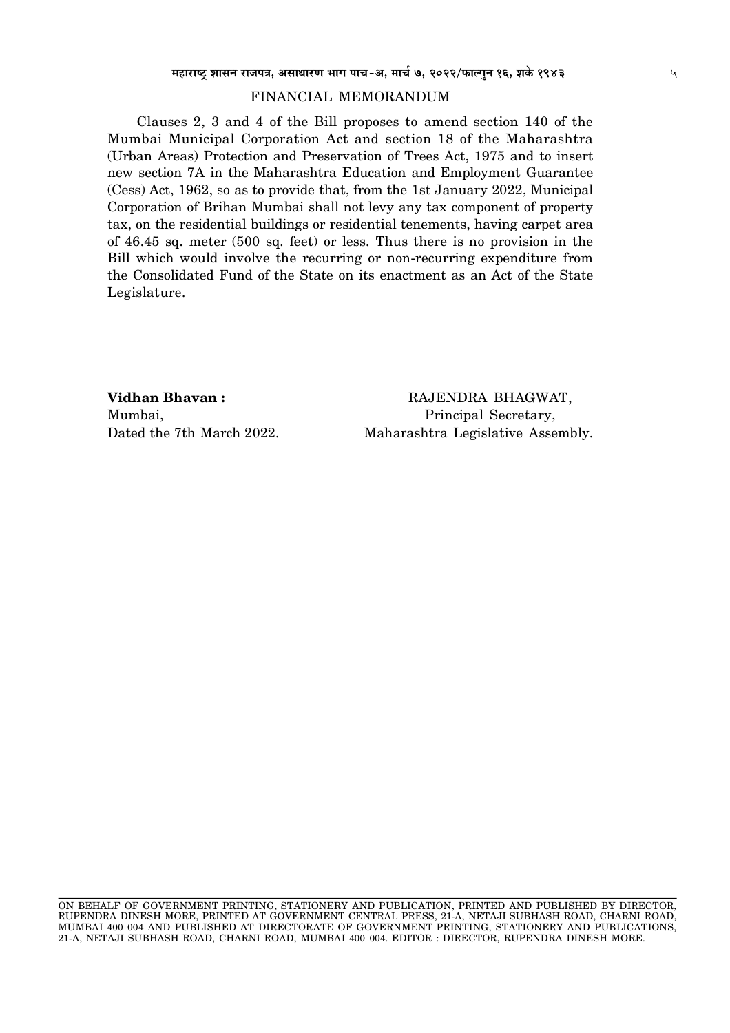## FINANCIAL MEMORANDUM

Clauses 2, 3 and 4 of the Bill proposes to amend section 140 of the Mumbai Municipal Corporation Act and section 18 of the Maharashtra (Urban Areas) Protection and Preservation of Trees Act, 1975 and to insert new section 7A in the Maharashtra Education and Employment Guarantee (Cess) Act, 1962, so as to provide that, from the 1st January 2022, Municipal Corporation of Brihan Mumbai shall not levy any tax component of property tax, on the residential buildings or residential tenements, having carpet area of 46.45 sq. meter (500 sq. feet) or less. Thus there is no provision in the Bill which would involve the recurring or non-recurring expenditure from the Consolidated Fund of the State on its enactment as an Act of the State Legislature.

**Vidhan Bhavan :**
Mumbai,
Dated the 7th March 2022.

RAJENDRA BHAGWAT,
Principal Secretary,
Maharashtra Legislative Assembly.

---

ON BEHALF OF GOVERNMENT PRINTING, STATIONERY AND PUBLICATION, PRINTED AND PUBLISHED BY DIRECTOR, RUPENDRA DINESH MORE, PRINTED AT GOVERNMENT CENTRAL PRESS, 21-A, NETAJI SUBHASH ROAD, CHARNI ROAD, MUMBAI 400 004 AND PUBLISHED AT DIRECTORATE OF GOVERNMENT PRINTING, STATIONERY AND PUBLICATIONS, 21-A, NETAJI SUBHASH ROAD, CHARNI ROAD, MUMBAI 400 004. EDITOR : DIRECTOR, RUPENDRA DINESH MORE.